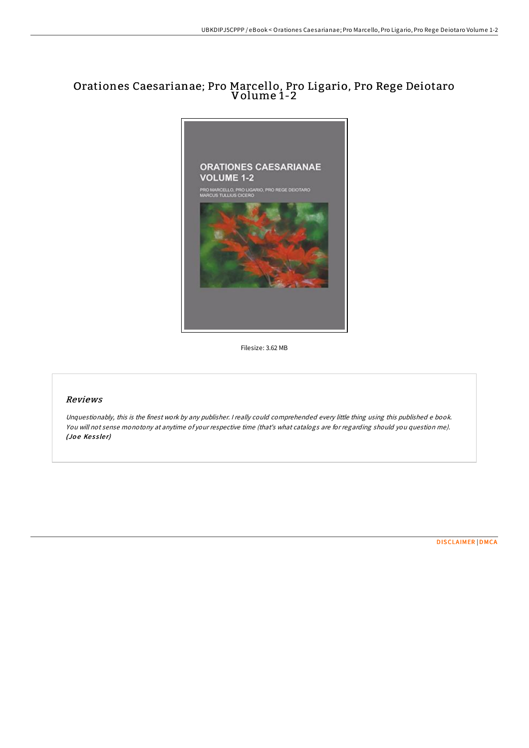# Orationes Caesarianae; Pro Marcello, Pro Ligario, Pro Rege Deiotaro Volume 1-2

Filesize: 3.62 MB

## Reviews

*Unquestionably, this is the finest work by any publisher. I really could comprehended every little thing using this published e book. You will not sense monotony at anytime of your respective time (that's what catalogs are for regarding should you question me).*
***(Joe Kessler)***

DISCLAIMER | DMCA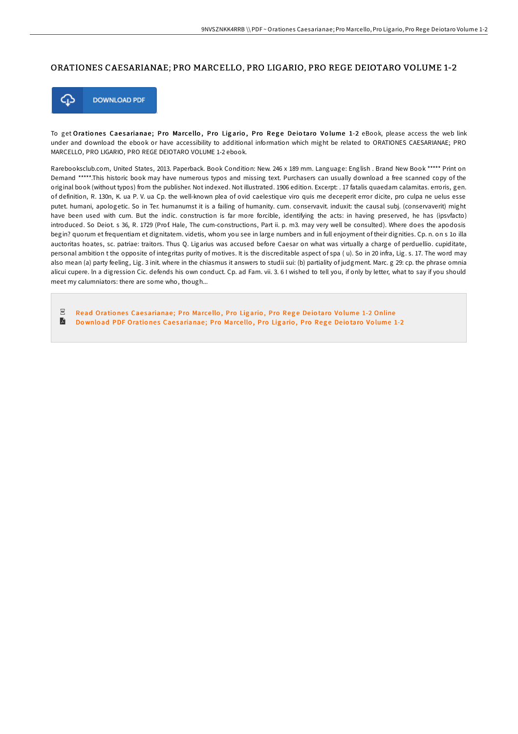# ORATIONES CAESARIANAE; PRO MARCELLO, PRO LIGARIO, PRO REGE DEIOTARO VOLUME 1-2

DOWNLOAD PDF

To get **Orationes Caesarianae; Pro Marcello, Pro Ligario, Pro Rege Deiotaro Volume 1-2** eBook, please access the web link under and download the ebook or have accessibility to additional information which might be related to ORATIONES CAESARIANAE; PRO MARCELLO, PRO LIGARIO, PRO REGE DEIOTARO VOLUME 1-2 ebook.

Rarebooksclub.com, United States, 2013. Paperback. Book Condition: New. 246 x 189 mm. Language: English . Brand New Book ***** Print on Demand *****.This historic book may have numerous typos and missing text. Purchasers can usually download a free scanned copy of the original book (without typos) from the publisher. Not indexed. Not illustrated. 1906 edition. Excerpt: . 17 fatalis quaedam calamitas. erroris, gen. of definition, R. 130n, K. ua P. V. ua Cp. the well-known plea of ovid caelestique viro quis me deceperit error dicite, pro culpa ne uelus esse putet. humani, apologetic. So in Ter. humanumst it is a failing of humanity. cum. conservavit. induxit: the causal subj. (conservaverit) might have been used with cum. But the indic. construction is far more forcible, identifying the acts: in having preserved, he has (ipsvfacto) introduced. So Deiot. s 36, R. 1729 (Prof. Hale, The cum-constructions, Part ii. p. m3. may very well be consulted). Where does the apodosis begin? quorum et frequentiam et dignitatem. videtis, whom you see in large numbers and in full enjoyment of their dignities. Cp. n. on s 1o illa auctoritas hoates, sc. patriae: traitors. Thus Q. Ligarius was accused before Caesar on what was virtually a charge of perduellio. cupiditate, personal ambition t the opposite of integritas purity of motives. It is the discreditable aspect of spa ( u). So in 20 infra, Lig. s. 17. The word may also mean (a) party feeling, Lig. 3 init. where in the chiasmus it answers to studii sui: (b) partiality of judgment. Marc. g 29: cp. the phrase omnia alicui cupere. ln a digression Cic. defends his own conduct. Cp. ad Fam. vii. 3. 6 I wished to tell you, if only by letter, what to say if you should meet my calumniators: there are some who, though...

- Read Orationes Caesarianae; Pro Marcello, Pro Ligario, Pro Rege Deiotaro Volume 1-2 Online
- Download PDF Orationes Caesarianae; Pro Marcello, Pro Ligario, Pro Rege Deiotaro Volume 1-2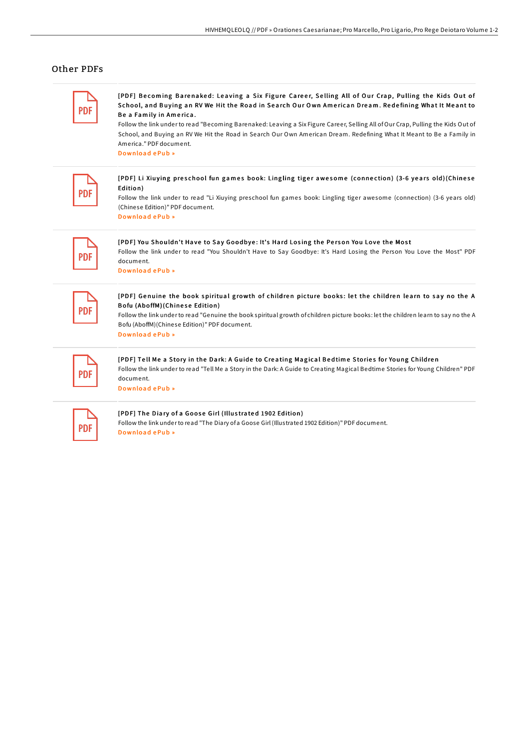## Other PDFs

**[PDF] Becoming Barenaked: Leaving a Six Figure Career, Selling All of Our Crap, Pulling the Kids Out of School, and Buying an RV We Hit the Road in Search Our Own American Dream. Redefining What It Meant to Be a Family in America.**

Follow the link under to read "Becoming Barenaked: Leaving a Six Figure Career, Selling All of Our Crap, Pulling the Kids Out of School, and Buying an RV We Hit the Road in Search Our Own American Dream. Redefining What It Meant to Be a Family in America." PDF document.

Download ePub »

**[PDF] Li Xiuying preschool fun games book: Lingling tiger awesome (connection) (3-6 years old)(Chinese Edition)**

Follow the link under to read "Li Xiuying preschool fun games book: Lingling tiger awesome (connection) (3-6 years old) (Chinese Edition)" PDF document.

Download ePub »

**[PDF] You Shouldn't Have to Say Goodbye: It's Hard Losing the Person You Love the Most**

Follow the link under to read "You Shouldn't Have to Say Goodbye: It's Hard Losing the Person You Love the Most" PDF document.

Download ePub »

**[PDF] Genuine the book spiritual growth of children picture books: let the children learn to say no the A Bofu (AboffM)(Chinese Edition)**

Follow the link under to read "Genuine the book spiritual growth of children picture books: let the children learn to say no the A Bofu (AboffM)(Chinese Edition)" PDF document.

Download ePub »

**[PDF] Tell Me a Story in the Dark: A Guide to Creating Magical Bedtime Stories for Young Children**

Follow the link under to read "Tell Me a Story in the Dark: A Guide to Creating Magical Bedtime Stories for Young Children" PDF document.

Download ePub »

**[PDF] The Diary of a Goose Girl (Illustrated 1902 Edition)**

Follow the link under to read "The Diary of a Goose Girl (Illustrated 1902 Edition)" PDF document.

Download ePub »